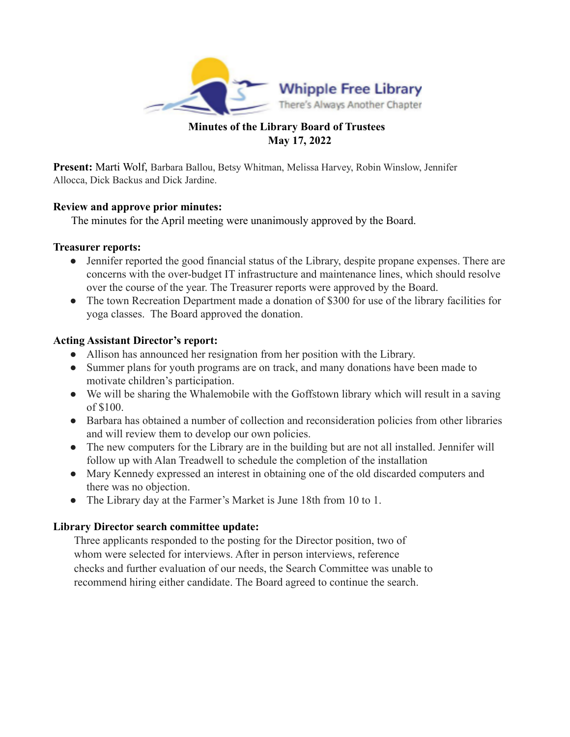Whipple Free Library
There's Always Another Chapter

**Minutes of the Library Board of Trustees**
**May 17, 2022**

**Present:** Marti Wolf, Barbara Ballou, Betsy Whitman, Melissa Harvey, Robin Winslow, Jennifer Allocca, Dick Backus and Dick Jardine.

**Review and approve prior minutes:**

The minutes for the April meeting were unanimously approved by the Board.

**Treasurer reports:**

- Jennifer reported the good financial status of the Library, despite propane expenses. There are concerns with the over-budget IT infrastructure and maintenance lines, which should resolve over the course of the year. The Treasurer reports were approved by the Board.
- The town Recreation Department made a donation of $300 for use of the library facilities for yoga classes. The Board approved the donation.

**Acting Assistant Director's report:**

- Allison has announced her resignation from her position with the Library.
- Summer plans for youth programs are on track, and many donations have been made to motivate children's participation.
- We will be sharing the Whalemobile with the Goffstown library which will result in a saving of $100.
- Barbara has obtained a number of collection and reconsideration policies from other libraries and will review them to develop our own policies.
- The new computers for the Library are in the building but are not all installed. Jennifer will follow up with Alan Treadwell to schedule the completion of the installation
- Mary Kennedy expressed an interest in obtaining one of the old discarded computers and there was no objection.
- The Library day at the Farmer's Market is June 18th from 10 to 1.

**Library Director search committee update:**

Three applicants responded to the posting for the Director position, two of whom were selected for interviews. After in person interviews, reference checks and further evaluation of our needs, the Search Committee was unable to recommend hiring either candidate. The Board agreed to continue the search.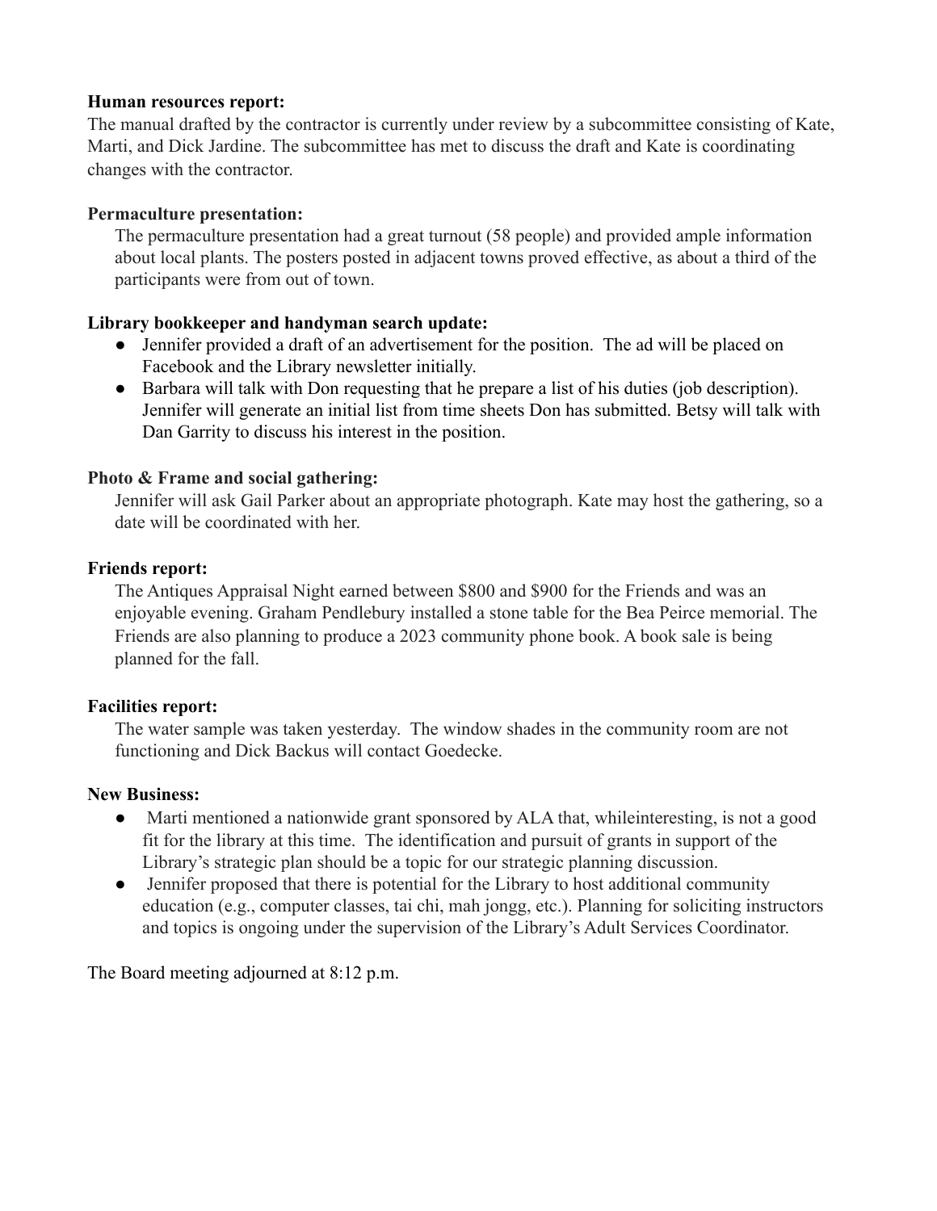**Human resources report:**
The manual drafted by the contractor is currently under review by a subcommittee consisting of Kate, Marti, and Dick Jardine. The subcommittee has met to discuss the draft and Kate is coordinating changes with the contractor.

**Permaculture presentation:**
The permaculture presentation had a great turnout (58 people) and provided ample information about local plants. The posters posted in adjacent towns proved effective, as about a third of the participants were from out of town.

**Library bookkeeper and handyman search update:**

- Jennifer provided a draft of an advertisement for the position. The ad will be placed on Facebook and the Library newsletter initially.
- Barbara will talk with Don requesting that he prepare a list of his duties (job description). Jennifer will generate an initial list from time sheets Don has submitted. Betsy will talk with Dan Garrity to discuss his interest in the position.

**Photo & Frame and social gathering:**
Jennifer will ask Gail Parker about an appropriate photograph. Kate may host the gathering, so a date will be coordinated with her.

**Friends report:**
The Antiques Appraisal Night earned between $800 and $900 for the Friends and was an enjoyable evening. Graham Pendlebury installed a stone table for the Bea Peirce memorial. The Friends are also planning to produce a 2023 community phone book. A book sale is being planned for the fall.

**Facilities report:**
The water sample was taken yesterday. The window shades in the community room are not functioning and Dick Backus will contact Goedecke.

**New Business:**

- Marti mentioned a nationwide grant sponsored by ALA that, whileinteresting, is not a good fit for the library at this time. The identification and pursuit of grants in support of the Library's strategic plan should be a topic for our strategic planning discussion.
- Jennifer proposed that there is potential for the Library to host additional community education (e.g., computer classes, tai chi, mah jongg, etc.). Planning for soliciting instructors and topics is ongoing under the supervision of the Library's Adult Services Coordinator.

The Board meeting adjourned at 8:12 p.m.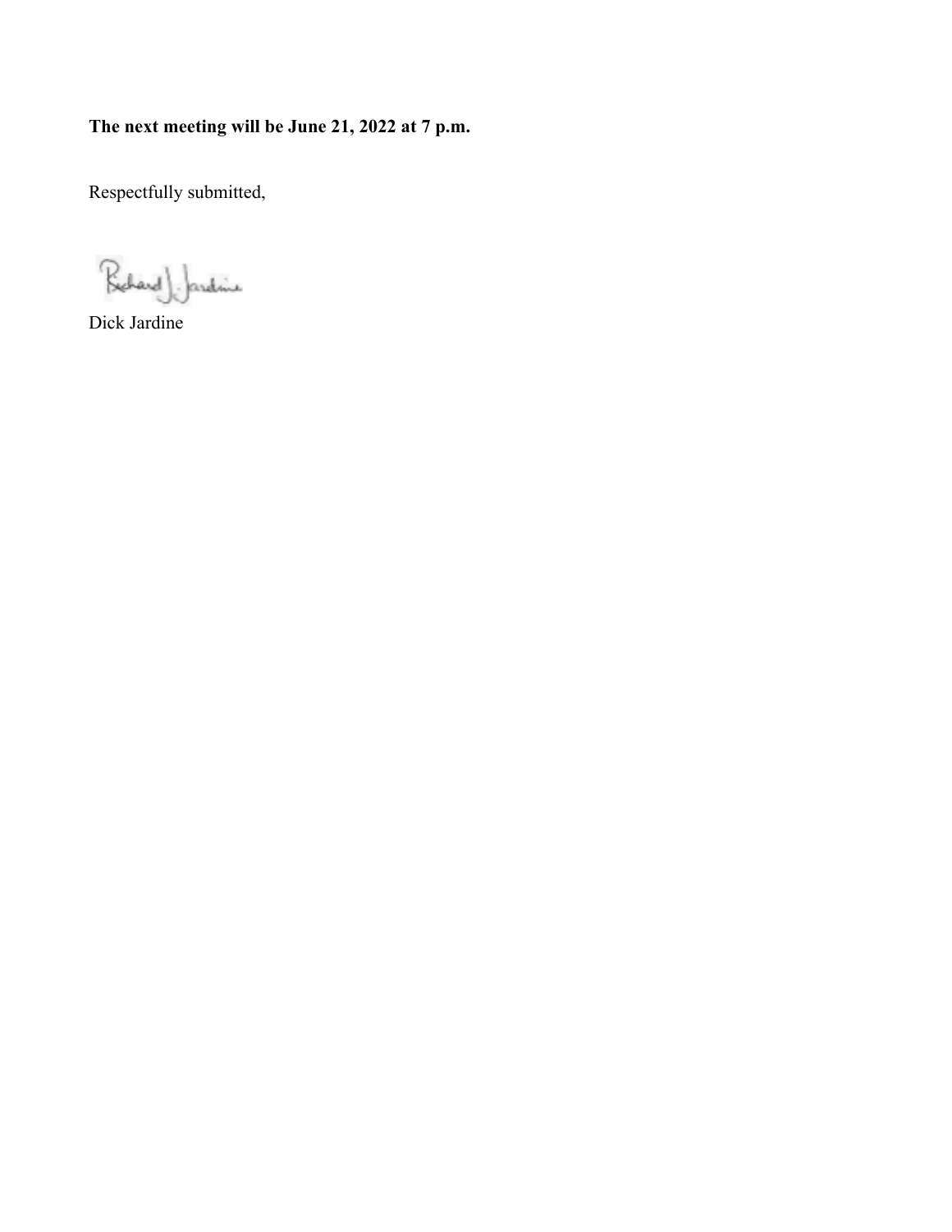**The next meeting will be June 21, 2022 at 7 p.m.**

Respectfully submitted,

Dick Jardine